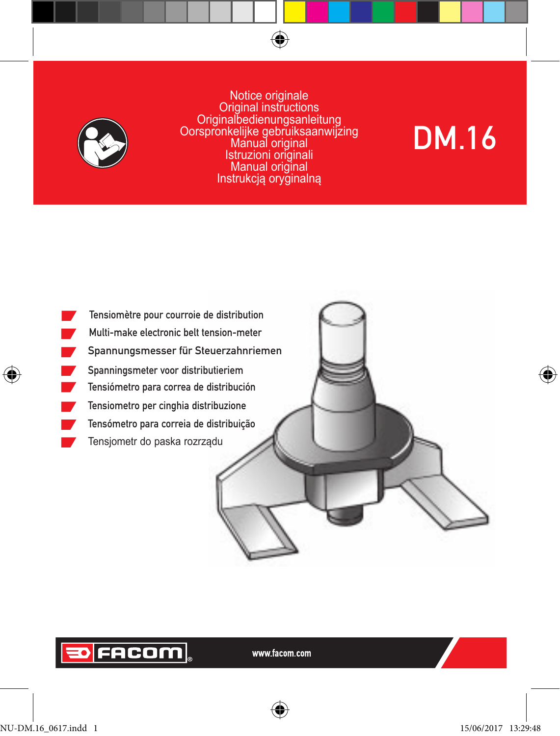Notice originale
Original instructions
Originalbedienungsanleitung
Oorspronkelijke gebruiksaanwijzing
Manual original
Istruzioni originali
Manual original
Instrukcją oryginalną

# DM.16

- Tensiomètre pour courroie de distribution
- Multi-make electronic belt tension-meter
- Spannungsmesser für Steuerzahnriemen
- Spanningsmeter voor distributieriem
- Tensiómetro para correa de distribución
- Tensiometro per cinghia distribuzione
- Tensómetro para correia de distribuição
- Tensjometr do paska rozrządu

FACOM®

www.facom.com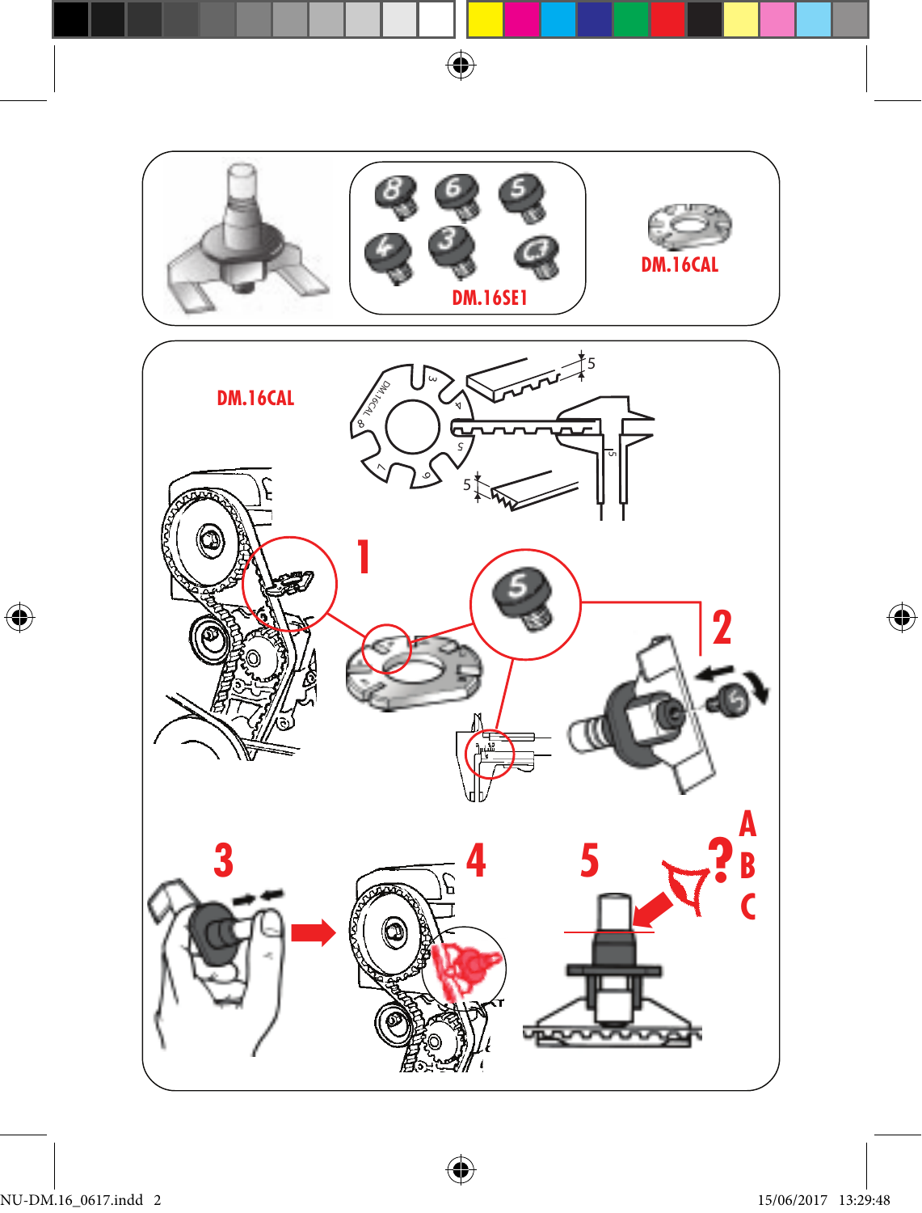DM.16SE1

DM.16CAL

DM.16CAL

1

2

3

4

5

A

B

C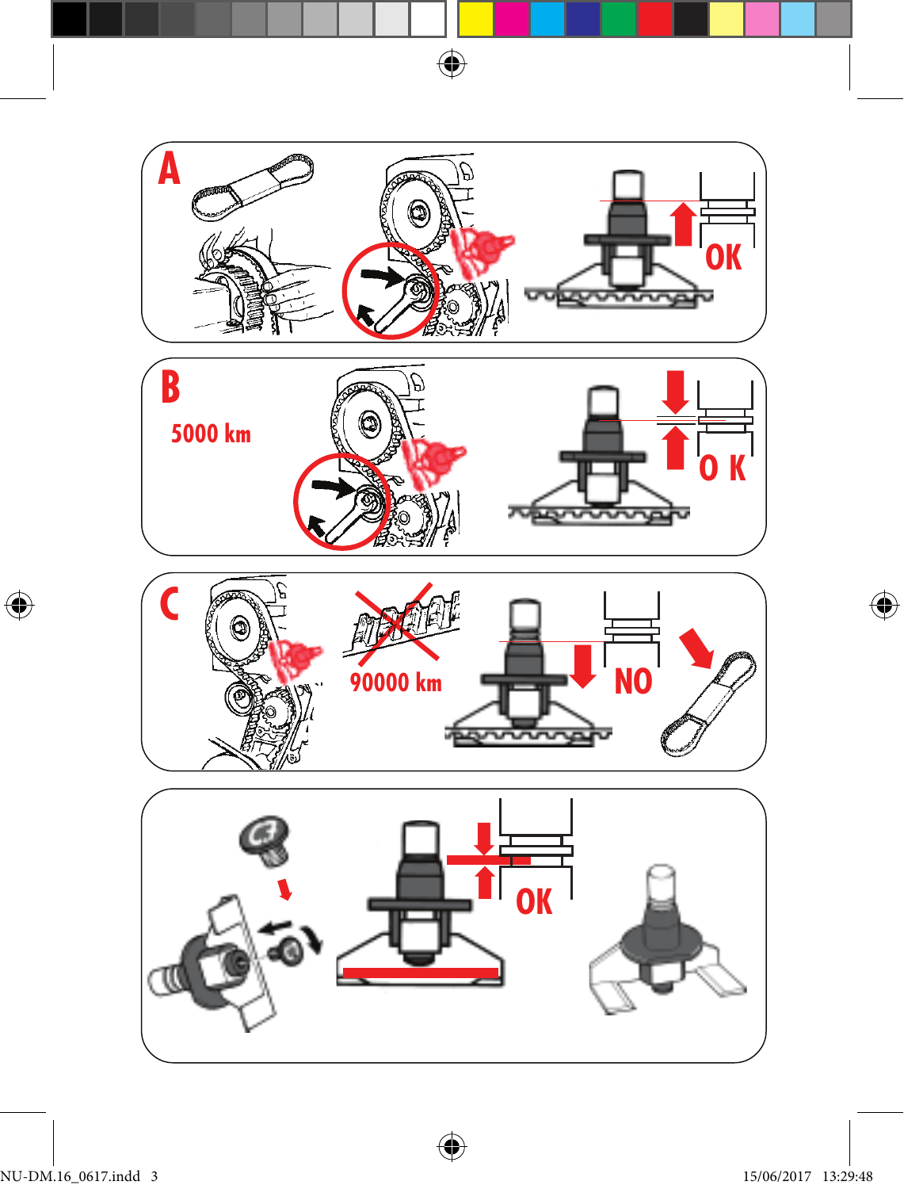A

OK

B

5000 km

O K

C

90000 km

NO

OK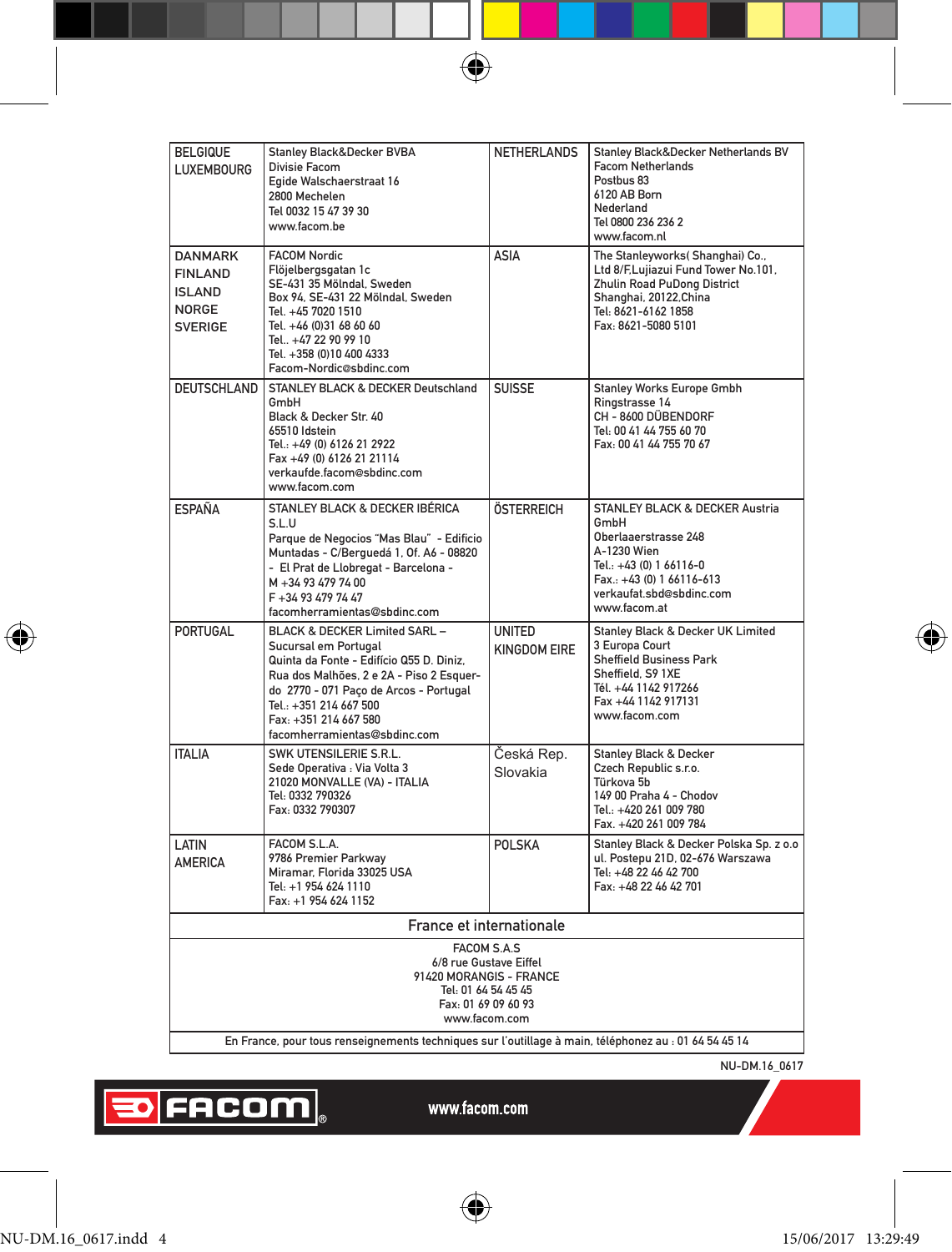| | | | |
|---|---|---|---|
| BELGIQUE LUXEMBOURG | Stanley Black&Decker BVBA<br>Divisie Facom<br>Egide Walschaerstraat 16<br>2800 Mechelen<br>Tel 0032 15 47 39 30<br>www.facom.be | NETHERLANDS | Stanley Black&Decker Netherlands BV<br>Facom Netherlands<br>Postbus 83<br>6120 AB Born<br>Nederland<br>Tel 0800 236 236 2<br>www.facom.nl |
| DANMARK<br>FINLAND<br>ISLAND<br>NORGE<br>SVERIGE | FACOM Nordic<br>Flöjelbergsgatan 1c<br>SE-431 35 Mölndal, Sweden<br>Box 94, SE-431 22 Mölndal, Sweden<br>Tel. +45 7020 1510<br>Tel. +46 (0)31 68 60 60<br>Tel.. +47 22 90 99 10<br>Tel. +358 (0)10 400 4333<br>Facom-Nordic@sbdinc.com | ASIA | The Stanleyworks( Shanghai) Co.,<br>Ltd 8/F,Lujiazui Fund Tower No.101,<br>Zhulin Road PuDong District<br>Shanghai, 20122,China<br>Tel: 8621-6162 1858<br>Fax: 8621-5080 5101 |
| DEUTSCHLAND | STANLEY BLACK & DECKER Deutschland GmbH<br>Black & Decker Str. 40<br>65510 Idstein<br>Tel.: +49 (0) 6126 21 2922<br>Fax +49 (0) 6126 21 21114<br>verkaufde.facom@sbdinc.com<br>www.facom.com | SUISSE | Stanley Works Europe Gmbh<br>Ringstrasse 14<br>CH - 8600 DÜBENDORF<br>Tel: 00 41 44 755 60 70<br>Fax: 00 41 44 755 70 67 |
| ESPAÑA | STANLEY BLACK & DECKER IBÉRICA S.L.U<br>Parque de Negocios "Mas Blau" - Edificio Muntadas - C/Berguedá 1, Of. A6 - 08820 - El Prat de Llobregat - Barcelona -<br>M +34 93 479 74 00<br>F +34 93 479 74 47<br>facomherramientas@sbdinc.com | ÖSTERREICH | STANLEY BLACK & DECKER Austria GmbH<br>Oberlaaerstrasse 248<br>A-1230 Wien<br>Tel.: +43 (0) 1 66116-0<br>Fax.: +43 (0) 1 66116-613<br>verkaufat.sbd@sbdinc.com<br>www.facom.at |
| PORTUGAL | BLACK & DECKER Limited SARL – Sucursal em Portugal<br>Quinta da Fonte - Edifício Q55 D. Diniz, Rua dos Malhões, 2 e 2A - Piso 2 Esquer-do 2770 - 071 Paço de Arcos - Portugal<br>Tel.: +351 214 667 500<br>Fax: +351 214 667 580<br>facomherramientas@sbdinc.com | UNITED KINGDOM EIRE | Stanley Black & Decker UK Limited<br>3 Europa Court<br>Sheffield Business Park<br>Sheffield, S9 1XE<br>Tél. +44 1142 917266<br>Fax +44 1142 917131<br>www.facom.com |
| ITALIA | SWK UTENSILERIE S.R.L.<br>Sede Operativa : Via Volta 3<br>21020 MONVALLE (VA) - ITALIA<br>Tel: 0332 790326<br>Fax: 0332 790307 | Česká Rep.<br>Slovakia | Stanley Black & Decker<br>Czech Republic s.r.o.<br>Türkova 5b<br>149 00 Praha 4 - Chodov<br>Tel.: +420 261 009 780<br>Fax. +420 261 009 784 |
| LATIN AMERICA | FACOM S.L.A.<br>9786 Premier Parkway<br>Miramar, Florida 33025 USA<br>Tel: +1 954 624 1110<br>Fax: +1 954 624 1152 | POLSKA | Stanley Black & Decker Polska Sp. z o.o<br>ul. Postepu 21D, 02-676 Warszawa<br>Tel: +48 22 46 42 700<br>Fax: +48 22 46 42 701 |

## France et internationale

FACOM S.A.S
6/8 rue Gustave Eiffel
91420 MORANGIS - FRANCE
Tel: 01 64 54 45 45
Fax: 01 69 09 60 93
www.facom.com

En France, pour tous renseignements techniques sur l'outillage à main, téléphonez au : 01 64 54 45 14

NU-DM.16_0617

FACOM®

www.facom.com